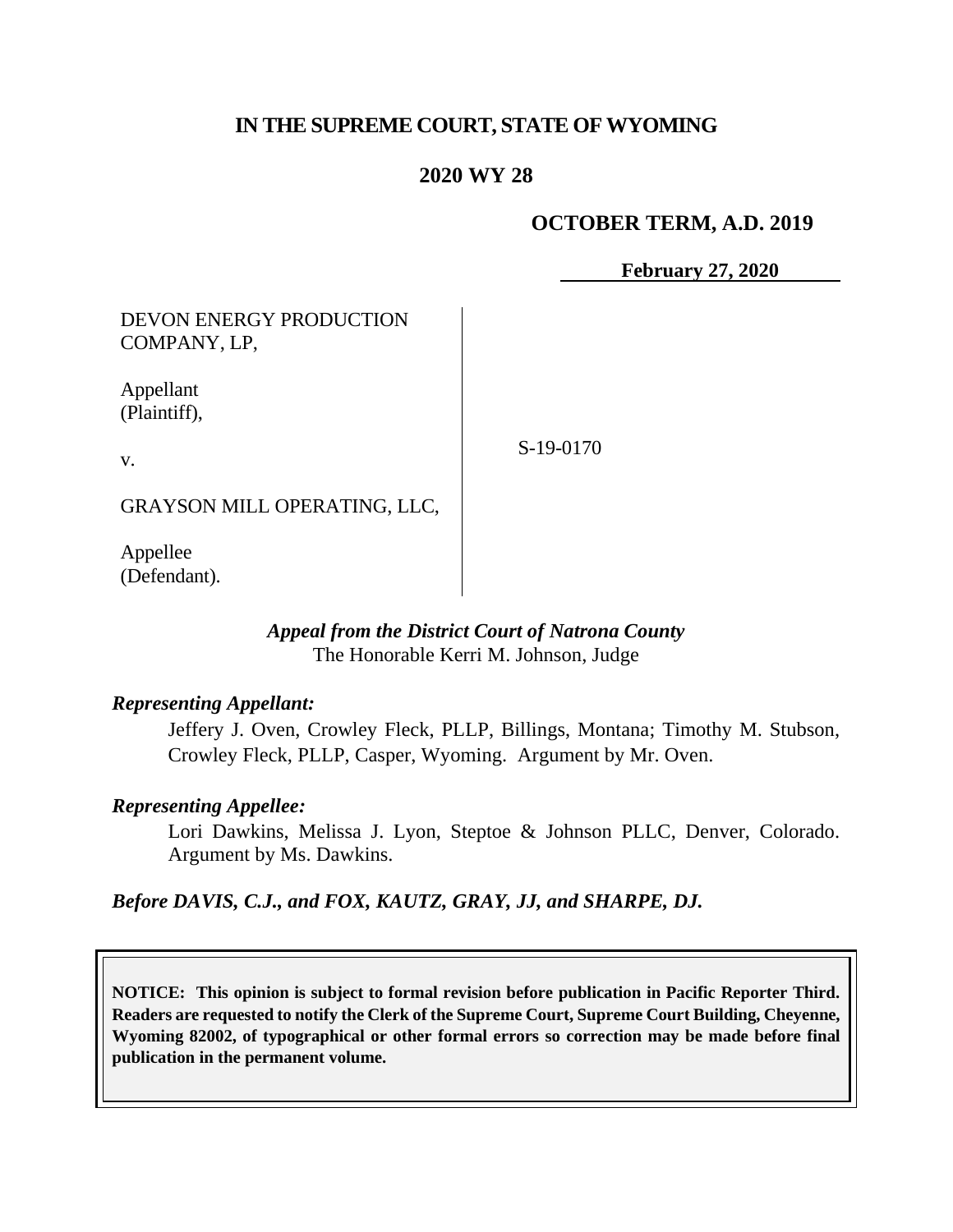# IN THE SUPREME COURT, STATE OF WYOMING

## 2020 WY 28

### OCTOBER TERM, A.D. 2019

**February 27, 2020**

| | |
|---|---|
| DEVON ENERGY PRODUCTION COMPANY, LP,<br><br>Appellant (Plaintiff),<br><br>v.<br><br>GRAYSON MILL OPERATING, LLC,<br><br>Appellee (Defendant). | S-19-0170 |

***Appeal from the District Court of Natrona County***
The Honorable Kerri M. Johnson, Judge

***Representing Appellant:***

Jeffery J. Oven, Crowley Fleck, PLLP, Billings, Montana; Timothy M. Stubson, Crowley Fleck, PLLP, Casper, Wyoming. Argument by Mr. Oven.

***Representing Appellee:***

Lori Dawkins, Melissa J. Lyon, Steptoe & Johnson PLLC, Denver, Colorado. Argument by Ms. Dawkins.

***Before DAVIS, C.J., and FOX, KAUTZ, GRAY, JJ, and SHARPE, DJ.***

**NOTICE: This opinion is subject to formal revision before publication in Pacific Reporter Third. Readers are requested to notify the Clerk of the Supreme Court, Supreme Court Building, Cheyenne, Wyoming 82002, of typographical or other formal errors so correction may be made before final publication in the permanent volume.**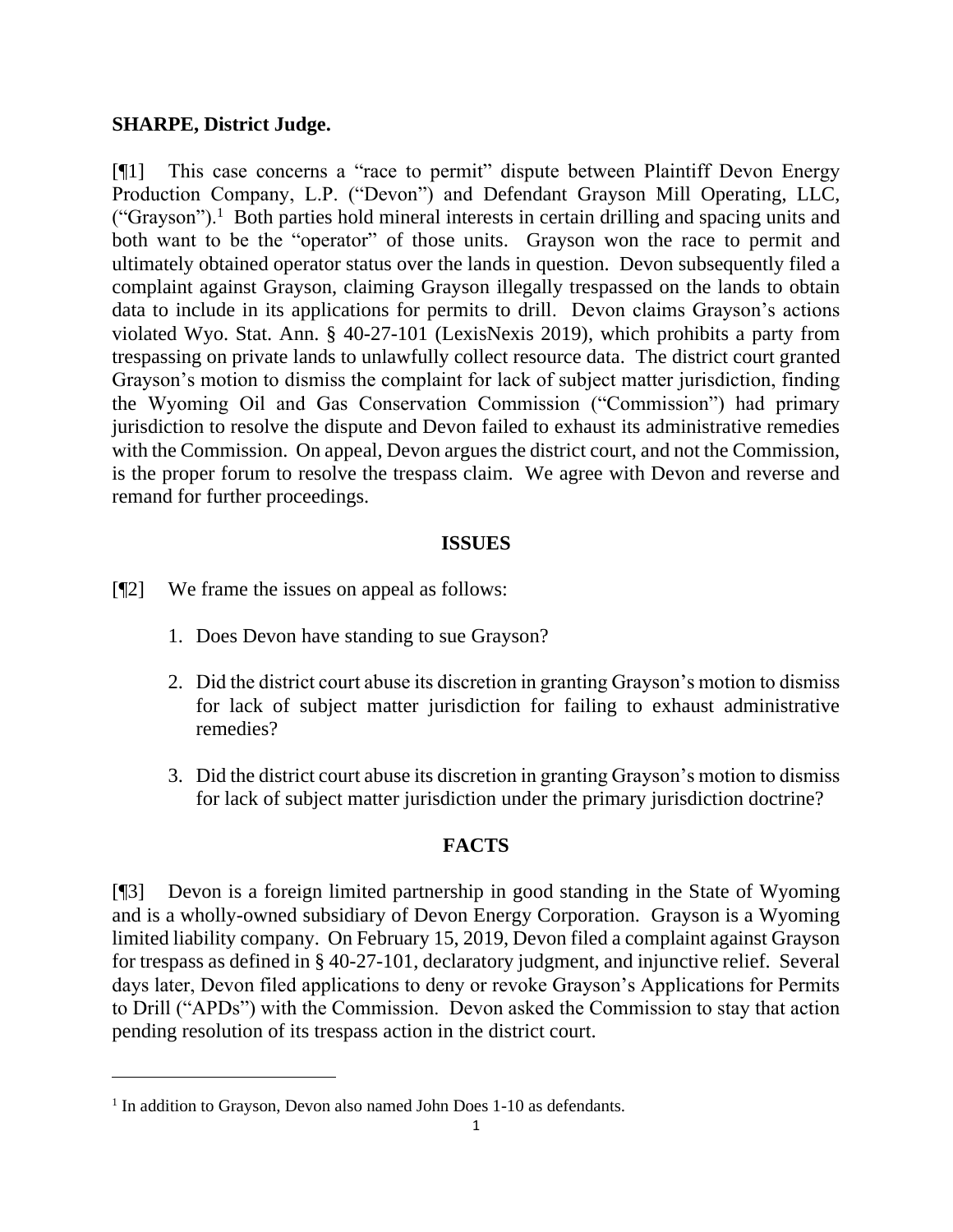**SHARPE, District Judge.**

[¶1] This case concerns a "race to permit" dispute between Plaintiff Devon Energy Production Company, L.P. ("Devon") and Defendant Grayson Mill Operating, LLC, ("Grayson").[1] Both parties hold mineral interests in certain drilling and spacing units and both want to be the "operator" of those units. Grayson won the race to permit and ultimately obtained operator status over the lands in question. Devon subsequently filed a complaint against Grayson, claiming Grayson illegally trespassed on the lands to obtain data to include in its applications for permits to drill. Devon claims Grayson's actions violated Wyo. Stat. Ann. § 40-27-101 (LexisNexis 2019), which prohibits a party from trespassing on private lands to unlawfully collect resource data. The district court granted Grayson's motion to dismiss the complaint for lack of subject matter jurisdiction, finding the Wyoming Oil and Gas Conservation Commission ("Commission") had primary jurisdiction to resolve the dispute and Devon failed to exhaust its administrative remedies with the Commission. On appeal, Devon argues the district court, and not the Commission, is the proper forum to resolve the trespass claim. We agree with Devon and reverse and remand for further proceedings.

## ISSUES

[¶2] We frame the issues on appeal as follows:

1. Does Devon have standing to sue Grayson?
2. Did the district court abuse its discretion in granting Grayson's motion to dismiss for lack of subject matter jurisdiction for failing to exhaust administrative remedies?
3. Did the district court abuse its discretion in granting Grayson's motion to dismiss for lack of subject matter jurisdiction under the primary jurisdiction doctrine?

## FACTS

[¶3] Devon is a foreign limited partnership in good standing in the State of Wyoming and is a wholly-owned subsidiary of Devon Energy Corporation. Grayson is a Wyoming limited liability company. On February 15, 2019, Devon filed a complaint against Grayson for trespass as defined in § 40-27-101, declaratory judgment, and injunctive relief. Several days later, Devon filed applications to deny or revoke Grayson's Applications for Permits to Drill ("APDs") with the Commission. Devon asked the Commission to stay that action pending resolution of its trespass action in the district court.

[1] In addition to Grayson, Devon also named John Does 1-10 as defendants.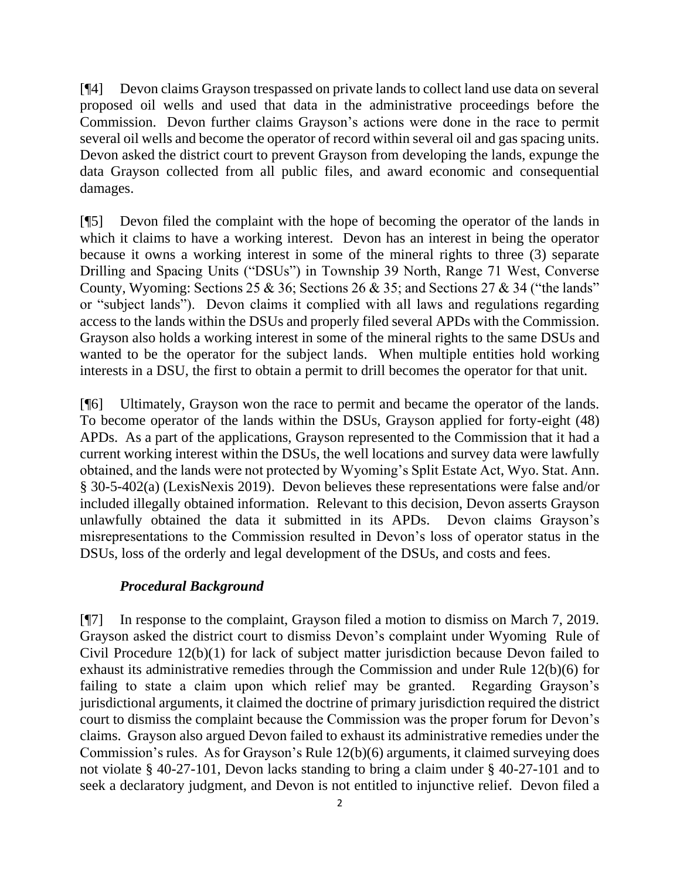[¶4] Devon claims Grayson trespassed on private lands to collect land use data on several proposed oil wells and used that data in the administrative proceedings before the Commission. Devon further claims Grayson's actions were done in the race to permit several oil wells and become the operator of record within several oil and gas spacing units. Devon asked the district court to prevent Grayson from developing the lands, expunge the data Grayson collected from all public files, and award economic and consequential damages.

[¶5] Devon filed the complaint with the hope of becoming the operator of the lands in which it claims to have a working interest. Devon has an interest in being the operator because it owns a working interest in some of the mineral rights to three (3) separate Drilling and Spacing Units ("DSUs") in Township 39 North, Range 71 West, Converse County, Wyoming: Sections 25 & 36; Sections 26 & 35; and Sections 27 & 34 ("the lands" or "subject lands"). Devon claims it complied with all laws and regulations regarding access to the lands within the DSUs and properly filed several APDs with the Commission. Grayson also holds a working interest in some of the mineral rights to the same DSUs and wanted to be the operator for the subject lands. When multiple entities hold working interests in a DSU, the first to obtain a permit to drill becomes the operator for that unit.

[¶6] Ultimately, Grayson won the race to permit and became the operator of the lands. To become operator of the lands within the DSUs, Grayson applied for forty-eight (48) APDs. As a part of the applications, Grayson represented to the Commission that it had a current working interest within the DSUs, the well locations and survey data were lawfully obtained, and the lands were not protected by Wyoming's Split Estate Act, Wyo. Stat. Ann. § 30-5-402(a) (LexisNexis 2019). Devon believes these representations were false and/or included illegally obtained information. Relevant to this decision, Devon asserts Grayson unlawfully obtained the data it submitted in its APDs. Devon claims Grayson's misrepresentations to the Commission resulted in Devon's loss of operator status in the DSUs, loss of the orderly and legal development of the DSUs, and costs and fees.

### *Procedural Background*

[¶7] In response to the complaint, Grayson filed a motion to dismiss on March 7, 2019. Grayson asked the district court to dismiss Devon's complaint under Wyoming Rule of Civil Procedure 12(b)(1) for lack of subject matter jurisdiction because Devon failed to exhaust its administrative remedies through the Commission and under Rule 12(b)(6) for failing to state a claim upon which relief may be granted. Regarding Grayson's jurisdictional arguments, it claimed the doctrine of primary jurisdiction required the district court to dismiss the complaint because the Commission was the proper forum for Devon's claims. Grayson also argued Devon failed to exhaust its administrative remedies under the Commission's rules. As for Grayson's Rule 12(b)(6) arguments, it claimed surveying does not violate § 40-27-101, Devon lacks standing to bring a claim under § 40-27-101 and to seek a declaratory judgment, and Devon is not entitled to injunctive relief. Devon filed a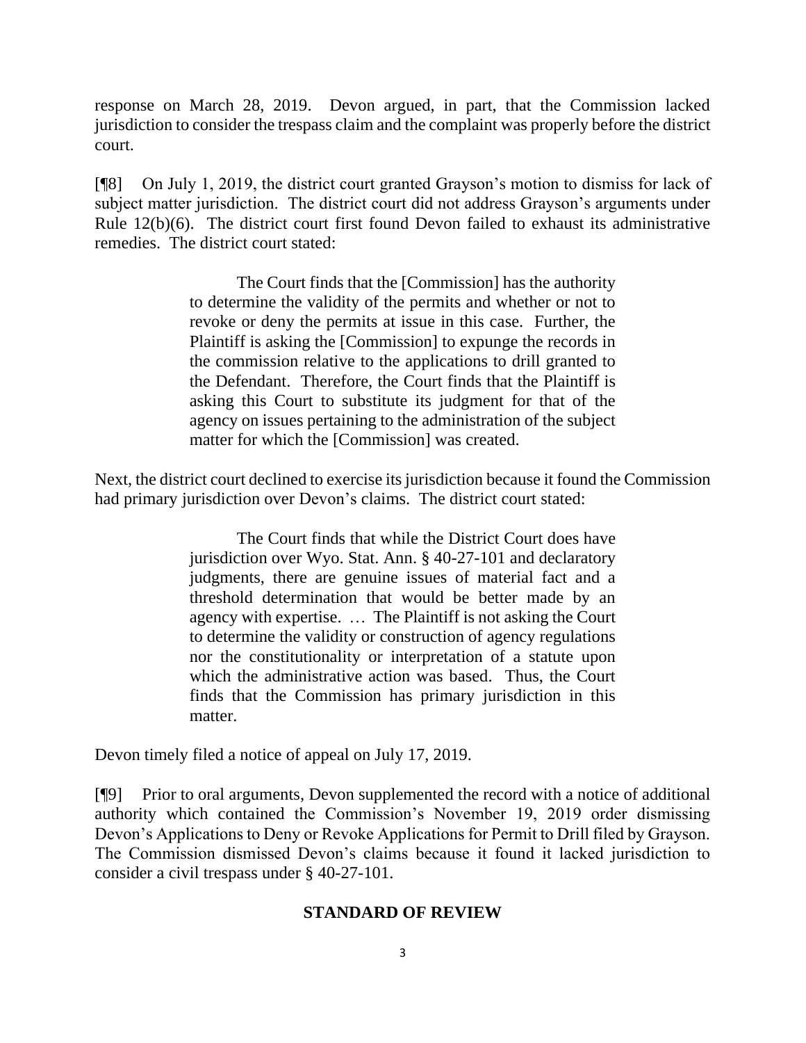response on March 28, 2019. Devon argued, in part, that the Commission lacked jurisdiction to consider the trespass claim and the complaint was properly before the district court.

[¶8] On July 1, 2019, the district court granted Grayson's motion to dismiss for lack of subject matter jurisdiction. The district court did not address Grayson's arguments under Rule 12(b)(6). The district court first found Devon failed to exhaust its administrative remedies. The district court stated:

> The Court finds that the [Commission] has the authority to determine the validity of the permits and whether or not to revoke or deny the permits at issue in this case. Further, the Plaintiff is asking the [Commission] to expunge the records in the commission relative to the applications to drill granted to the Defendant. Therefore, the Court finds that the Plaintiff is asking this Court to substitute its judgment for that of the agency on issues pertaining to the administration of the subject matter for which the [Commission] was created.

Next, the district court declined to exercise its jurisdiction because it found the Commission had primary jurisdiction over Devon's claims. The district court stated:

> The Court finds that while the District Court does have jurisdiction over Wyo. Stat. Ann. § 40-27-101 and declaratory judgments, there are genuine issues of material fact and a threshold determination that would be better made by an agency with expertise. … The Plaintiff is not asking the Court to determine the validity or construction of agency regulations nor the constitutionality or interpretation of a statute upon which the administrative action was based. Thus, the Court finds that the Commission has primary jurisdiction in this matter.

Devon timely filed a notice of appeal on July 17, 2019.

[¶9] Prior to oral arguments, Devon supplemented the record with a notice of additional authority which contained the Commission's November 19, 2019 order dismissing Devon's Applications to Deny or Revoke Applications for Permit to Drill filed by Grayson. The Commission dismissed Devon's claims because it found it lacked jurisdiction to consider a civil trespass under § 40-27-101.

## STANDARD OF REVIEW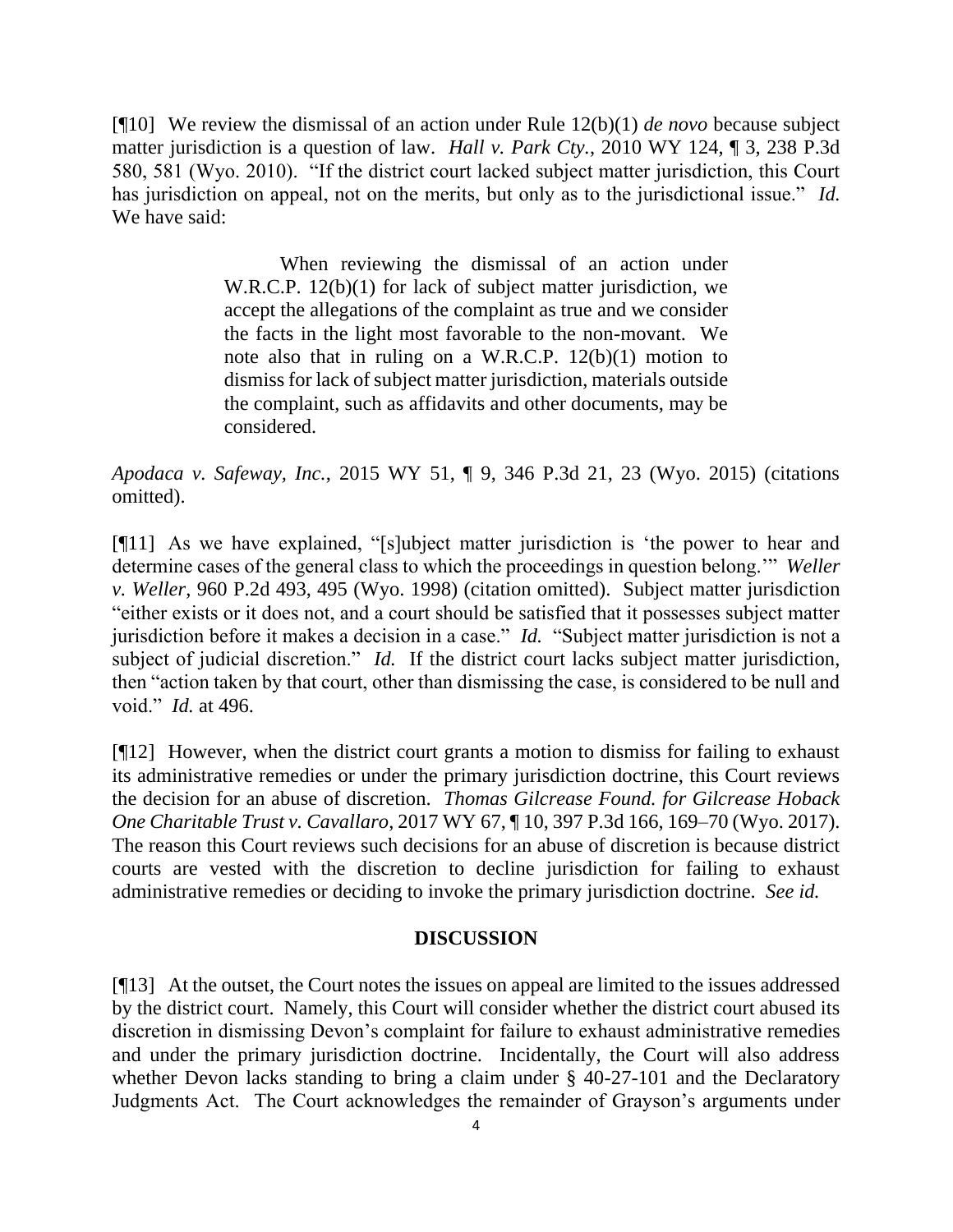[¶10] We review the dismissal of an action under Rule 12(b)(1) *de novo* because subject matter jurisdiction is a question of law. *Hall v. Park Cty.*, 2010 WY 124, ¶ 3, 238 P.3d 580, 581 (Wyo. 2010). "If the district court lacked subject matter jurisdiction, this Court has jurisdiction on appeal, not on the merits, but only as to the jurisdictional issue." *Id.* We have said:

> When reviewing the dismissal of an action under W.R.C.P. 12(b)(1) for lack of subject matter jurisdiction, we accept the allegations of the complaint as true and we consider the facts in the light most favorable to the non-movant. We note also that in ruling on a W.R.C.P. 12(b)(1) motion to dismiss for lack of subject matter jurisdiction, materials outside the complaint, such as affidavits and other documents, may be considered.

*Apodaca v. Safeway, Inc.*, 2015 WY 51, ¶ 9, 346 P.3d 21, 23 (Wyo. 2015) (citations omitted).

[¶11] As we have explained, "[s]ubject matter jurisdiction is 'the power to hear and determine cases of the general class to which the proceedings in question belong.'" *Weller v. Weller*, 960 P.2d 493, 495 (Wyo. 1998) (citation omitted). Subject matter jurisdiction "either exists or it does not, and a court should be satisfied that it possesses subject matter jurisdiction before it makes a decision in a case." *Id.* "Subject matter jurisdiction is not a subject of judicial discretion." *Id.* If the district court lacks subject matter jurisdiction, then "action taken by that court, other than dismissing the case, is considered to be null and void." *Id.* at 496.

[¶12] However, when the district court grants a motion to dismiss for failing to exhaust its administrative remedies or under the primary jurisdiction doctrine, this Court reviews the decision for an abuse of discretion. *Thomas Gilcrease Found. for Gilcrease Hoback One Charitable Trust v. Cavallaro*, 2017 WY 67, ¶ 10, 397 P.3d 166, 169–70 (Wyo. 2017). The reason this Court reviews such decisions for an abuse of discretion is because district courts are vested with the discretion to decline jurisdiction for failing to exhaust administrative remedies or deciding to invoke the primary jurisdiction doctrine. *See id.*

## DISCUSSION

[¶13] At the outset, the Court notes the issues on appeal are limited to the issues addressed by the district court. Namely, this Court will consider whether the district court abused its discretion in dismissing Devon's complaint for failure to exhaust administrative remedies and under the primary jurisdiction doctrine. Incidentally, the Court will also address whether Devon lacks standing to bring a claim under § 40-27-101 and the Declaratory Judgments Act. The Court acknowledges the remainder of Grayson's arguments under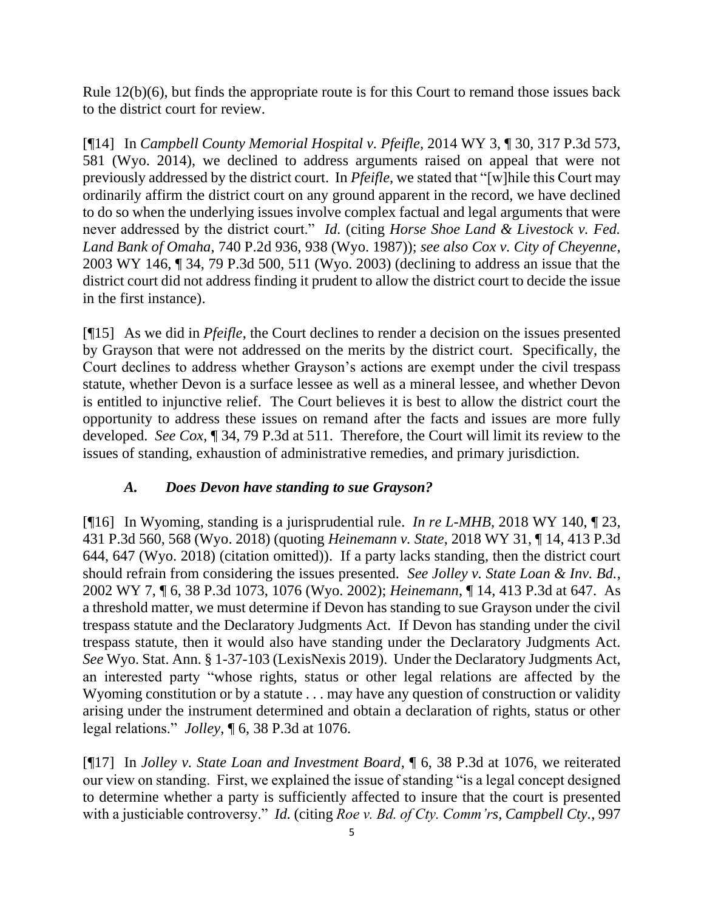Rule 12(b)(6), but finds the appropriate route is for this Court to remand those issues back to the district court for review.

[¶14] In *Campbell County Memorial Hospital v. Pfeifle*, 2014 WY 3, ¶ 30, 317 P.3d 573, 581 (Wyo. 2014), we declined to address arguments raised on appeal that were not previously addressed by the district court. In *Pfeifle*, we stated that "[w]hile this Court may ordinarily affirm the district court on any ground apparent in the record, we have declined to do so when the underlying issues involve complex factual and legal arguments that were never addressed by the district court." *Id.* (citing *Horse Shoe Land & Livestock v. Fed. Land Bank of Omaha*, 740 P.2d 936, 938 (Wyo. 1987)); *see also Cox v. City of Cheyenne*, 2003 WY 146, ¶ 34, 79 P.3d 500, 511 (Wyo. 2003) (declining to address an issue that the district court did not address finding it prudent to allow the district court to decide the issue in the first instance).

[¶15] As we did in *Pfeifle*, the Court declines to render a decision on the issues presented by Grayson that were not addressed on the merits by the district court. Specifically, the Court declines to address whether Grayson's actions are exempt under the civil trespass statute, whether Devon is a surface lessee as well as a mineral lessee, and whether Devon is entitled to injunctive relief. The Court believes it is best to allow the district court the opportunity to address these issues on remand after the facts and issues are more fully developed. *See Cox*, ¶ 34, 79 P.3d at 511. Therefore, the Court will limit its review to the issues of standing, exhaustion of administrative remedies, and primary jurisdiction.

### *A. Does Devon have standing to sue Grayson?*

[¶16] In Wyoming, standing is a jurisprudential rule. *In re L-MHB*, 2018 WY 140, ¶ 23, 431 P.3d 560, 568 (Wyo. 2018) (quoting *Heinemann v. State*, 2018 WY 31, ¶ 14, 413 P.3d 644, 647 (Wyo. 2018) (citation omitted)). If a party lacks standing, then the district court should refrain from considering the issues presented. *See Jolley v. State Loan & Inv. Bd.*, 2002 WY 7, ¶ 6, 38 P.3d 1073, 1076 (Wyo. 2002); *Heinemann*, ¶ 14, 413 P.3d at 647. As a threshold matter, we must determine if Devon has standing to sue Grayson under the civil trespass statute and the Declaratory Judgments Act. If Devon has standing under the civil trespass statute, then it would also have standing under the Declaratory Judgments Act. *See* Wyo. Stat. Ann. § 1-37-103 (LexisNexis 2019). Under the Declaratory Judgments Act, an interested party "whose rights, status or other legal relations are affected by the Wyoming constitution or by a statute . . . may have any question of construction or validity arising under the instrument determined and obtain a declaration of rights, status or other legal relations." *Jolley*, ¶ 6, 38 P.3d at 1076.

[¶17] In *Jolley v. State Loan and Investment Board*, ¶ 6, 38 P.3d at 1076, we reiterated our view on standing. First, we explained the issue of standing "is a legal concept designed to determine whether a party is sufficiently affected to insure that the court is presented with a justiciable controversy." *Id.* (citing *Roe v. Bd. of Cty. Comm'rs, Campbell Cty.*, 997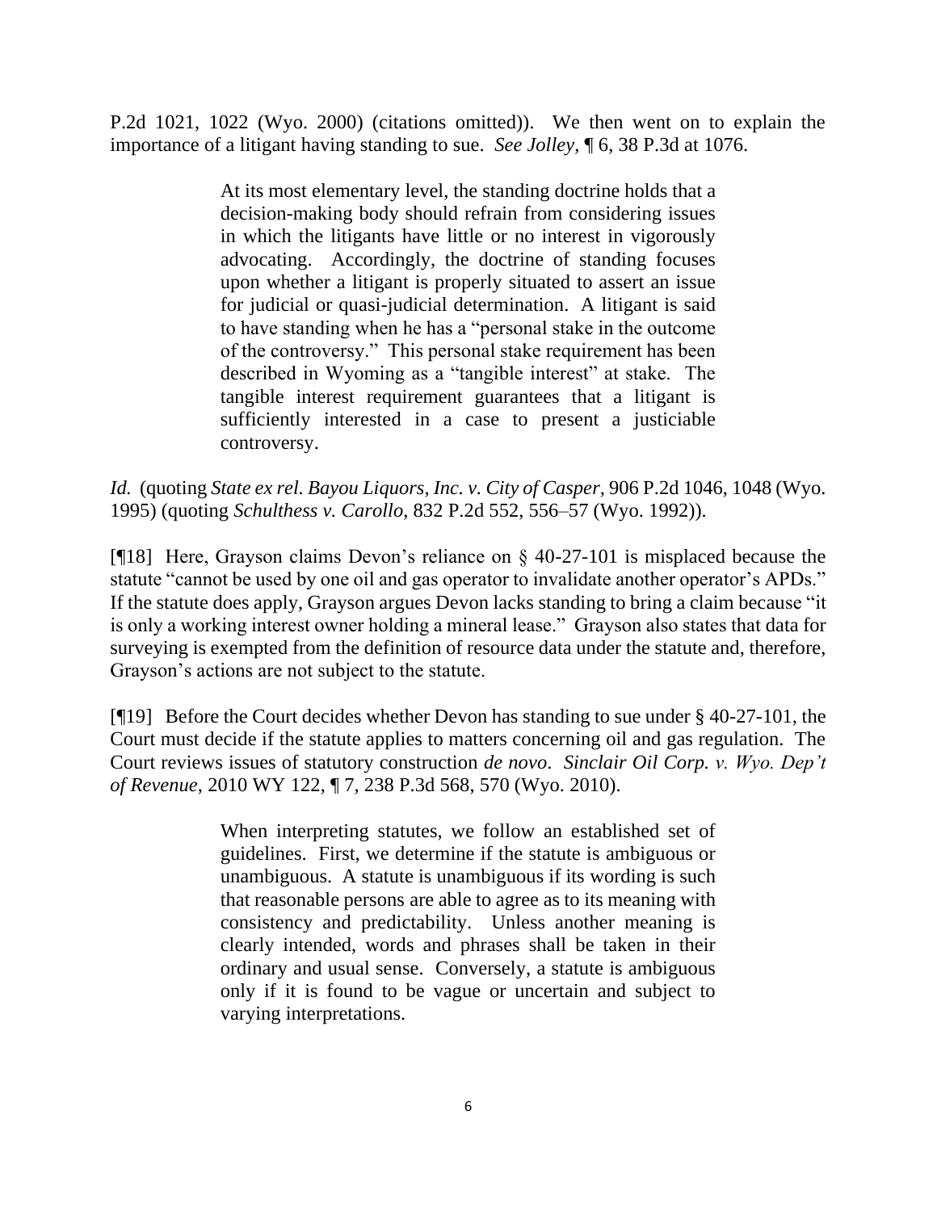P.2d 1021, 1022 (Wyo. 2000) (citations omitted)). We then went on to explain the importance of a litigant having standing to sue. *See Jolley*, ¶ 6, 38 P.3d at 1076.

> At its most elementary level, the standing doctrine holds that a decision-making body should refrain from considering issues in which the litigants have little or no interest in vigorously advocating. Accordingly, the doctrine of standing focuses upon whether a litigant is properly situated to assert an issue for judicial or quasi-judicial determination. A litigant is said to have standing when he has a "personal stake in the outcome of the controversy." This personal stake requirement has been described in Wyoming as a "tangible interest" at stake. The tangible interest requirement guarantees that a litigant is sufficiently interested in a case to present a justiciable controversy.

*Id.* (quoting *State ex rel. Bayou Liquors, Inc. v. City of Casper*, 906 P.2d 1046, 1048 (Wyo. 1995) (quoting *Schulthess v. Carollo*, 832 P.2d 552, 556–57 (Wyo. 1992)).

[¶18] Here, Grayson claims Devon's reliance on § 40-27-101 is misplaced because the statute "cannot be used by one oil and gas operator to invalidate another operator's APDs." If the statute does apply, Grayson argues Devon lacks standing to bring a claim because "it is only a working interest owner holding a mineral lease." Grayson also states that data for surveying is exempted from the definition of resource data under the statute and, therefore, Grayson's actions are not subject to the statute.

[¶19] Before the Court decides whether Devon has standing to sue under § 40-27-101, the Court must decide if the statute applies to matters concerning oil and gas regulation. The Court reviews issues of statutory construction *de novo*. *Sinclair Oil Corp. v. Wyo. Dep't of Revenue*, 2010 WY 122, ¶ 7, 238 P.3d 568, 570 (Wyo. 2010).

> When interpreting statutes, we follow an established set of guidelines. First, we determine if the statute is ambiguous or unambiguous. A statute is unambiguous if its wording is such that reasonable persons are able to agree as to its meaning with consistency and predictability. Unless another meaning is clearly intended, words and phrases shall be taken in their ordinary and usual sense. Conversely, a statute is ambiguous only if it is found to be vague or uncertain and subject to varying interpretations.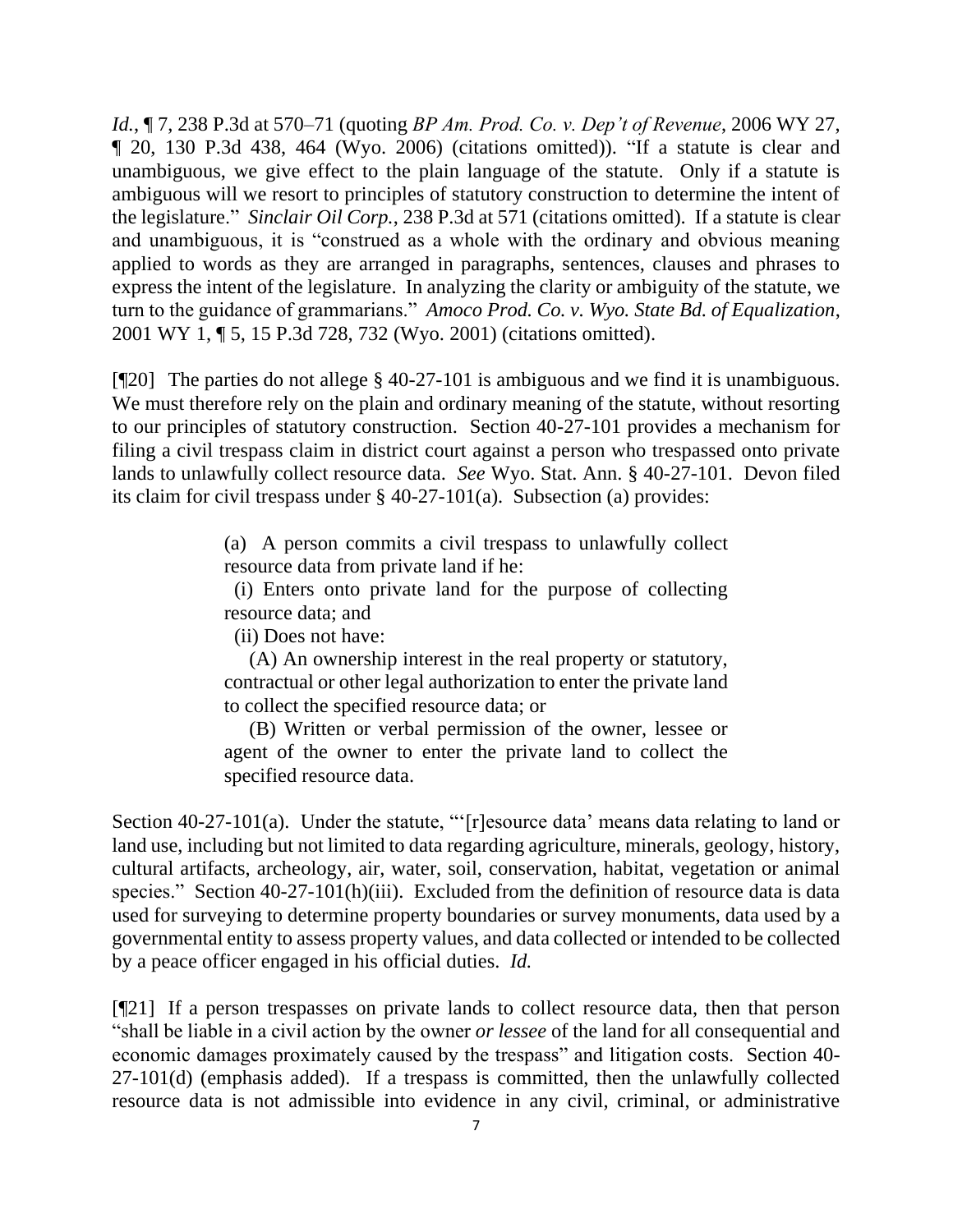*Id.*, ¶ 7, 238 P.3d at 570–71 (quoting *BP Am. Prod. Co. v. Dep't of Revenue*, 2006 WY 27, ¶ 20, 130 P.3d 438, 464 (Wyo. 2006) (citations omitted)). "If a statute is clear and unambiguous, we give effect to the plain language of the statute. Only if a statute is ambiguous will we resort to principles of statutory construction to determine the intent of the legislature." *Sinclair Oil Corp.*, 238 P.3d at 571 (citations omitted). If a statute is clear and unambiguous, it is "construed as a whole with the ordinary and obvious meaning applied to words as they are arranged in paragraphs, sentences, clauses and phrases to express the intent of the legislature. In analyzing the clarity or ambiguity of the statute, we turn to the guidance of grammarians." *Amoco Prod. Co. v. Wyo. State Bd. of Equalization*, 2001 WY 1, ¶ 5, 15 P.3d 728, 732 (Wyo. 2001) (citations omitted).

[¶20] The parties do not allege § 40-27-101 is ambiguous and we find it is unambiguous. We must therefore rely on the plain and ordinary meaning of the statute, without resorting to our principles of statutory construction. Section 40-27-101 provides a mechanism for filing a civil trespass claim in district court against a person who trespassed onto private lands to unlawfully collect resource data. *See* Wyo. Stat. Ann. § 40-27-101. Devon filed its claim for civil trespass under § 40-27-101(a). Subsection (a) provides:

> (a) A person commits a civil trespass to unlawfully collect resource data from private land if he:
>
> (i) Enters onto private land for the purpose of collecting resource data; and
>
> (ii) Does not have:
>
> (A) An ownership interest in the real property or statutory, contractual or other legal authorization to enter the private land to collect the specified resource data; or
>
> (B) Written or verbal permission of the owner, lessee or agent of the owner to enter the private land to collect the specified resource data.

Section 40-27-101(a). Under the statute, "'[r]esource data' means data relating to land or land use, including but not limited to data regarding agriculture, minerals, geology, history, cultural artifacts, archeology, air, water, soil, conservation, habitat, vegetation or animal species." Section 40-27-101(h)(iii). Excluded from the definition of resource data is data used for surveying to determine property boundaries or survey monuments, data used by a governmental entity to assess property values, and data collected or intended to be collected by a peace officer engaged in his official duties. *Id.*

[¶21] If a person trespasses on private lands to collect resource data, then that person "shall be liable in a civil action by the owner *or lessee* of the land for all consequential and economic damages proximately caused by the trespass" and litigation costs. Section 40-27-101(d) (emphasis added). If a trespass is committed, then the unlawfully collected resource data is not admissible into evidence in any civil, criminal, or administrative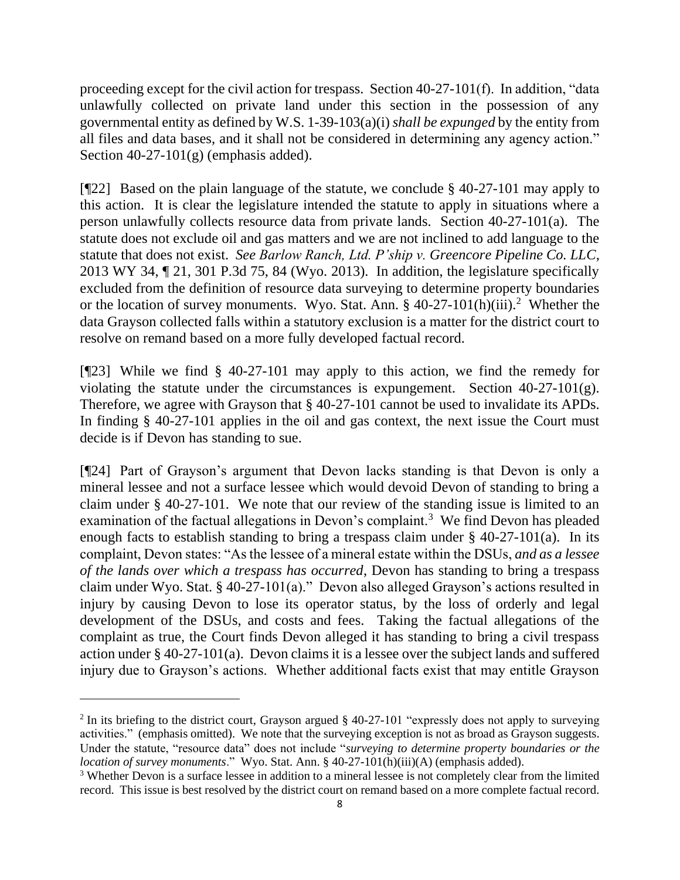proceeding except for the civil action for trespass. Section 40-27-101(f). In addition, "data unlawfully collected on private land under this section in the possession of any governmental entity as defined by W.S. 1-39-103(a)(i) *shall be expunged* by the entity from all files and data bases, and it shall not be considered in determining any agency action." Section 40-27-101(g) (emphasis added).

[¶22] Based on the plain language of the statute, we conclude § 40-27-101 may apply to this action. It is clear the legislature intended the statute to apply in situations where a person unlawfully collects resource data from private lands. Section 40-27-101(a). The statute does not exclude oil and gas matters and we are not inclined to add language to the statute that does not exist. *See Barlow Ranch, Ltd. P'ship v. Greencore Pipeline Co. LLC*, 2013 WY 34, ¶ 21, 301 P.3d 75, 84 (Wyo. 2013). In addition, the legislature specifically excluded from the definition of resource data surveying to determine property boundaries or the location of survey monuments. Wyo. Stat. Ann. § 40-27-101(h)(iii).[2] Whether the data Grayson collected falls within a statutory exclusion is a matter for the district court to resolve on remand based on a more fully developed factual record.

[¶23] While we find § 40-27-101 may apply to this action, we find the remedy for violating the statute under the circumstances is expungement. Section 40-27-101(g). Therefore, we agree with Grayson that § 40-27-101 cannot be used to invalidate its APDs. In finding § 40-27-101 applies in the oil and gas context, the next issue the Court must decide is if Devon has standing to sue.

[¶24] Part of Grayson's argument that Devon lacks standing is that Devon is only a mineral lessee and not a surface lessee which would devoid Devon of standing to bring a claim under § 40-27-101. We note that our review of the standing issue is limited to an examination of the factual allegations in Devon's complaint.[3] We find Devon has pleaded enough facts to establish standing to bring a trespass claim under § 40-27-101(a). In its complaint, Devon states: "As the lessee of a mineral estate within the DSUs, *and as a lessee of the lands over which a trespass has occurred*, Devon has standing to bring a trespass claim under Wyo. Stat. § 40-27-101(a)." Devon also alleged Grayson's actions resulted in injury by causing Devon to lose its operator status, by the loss of orderly and legal development of the DSUs, and costs and fees. Taking the factual allegations of the complaint as true, the Court finds Devon alleged it has standing to bring a civil trespass action under § 40-27-101(a). Devon claims it is a lessee over the subject lands and suffered injury due to Grayson's actions. Whether additional facts exist that may entitle Grayson

---

[2] In its briefing to the district court, Grayson argued § 40-27-101 "expressly does not apply to surveying activities." (emphasis omitted). We note that the surveying exception is not as broad as Grayson suggests. Under the statute, "resource data" does not include "*surveying to determine property boundaries or the location of survey monuments*." Wyo. Stat. Ann. § 40-27-101(h)(iii)(A) (emphasis added).

[3] Whether Devon is a surface lessee in addition to a mineral lessee is not completely clear from the limited record. This issue is best resolved by the district court on remand based on a more complete factual record.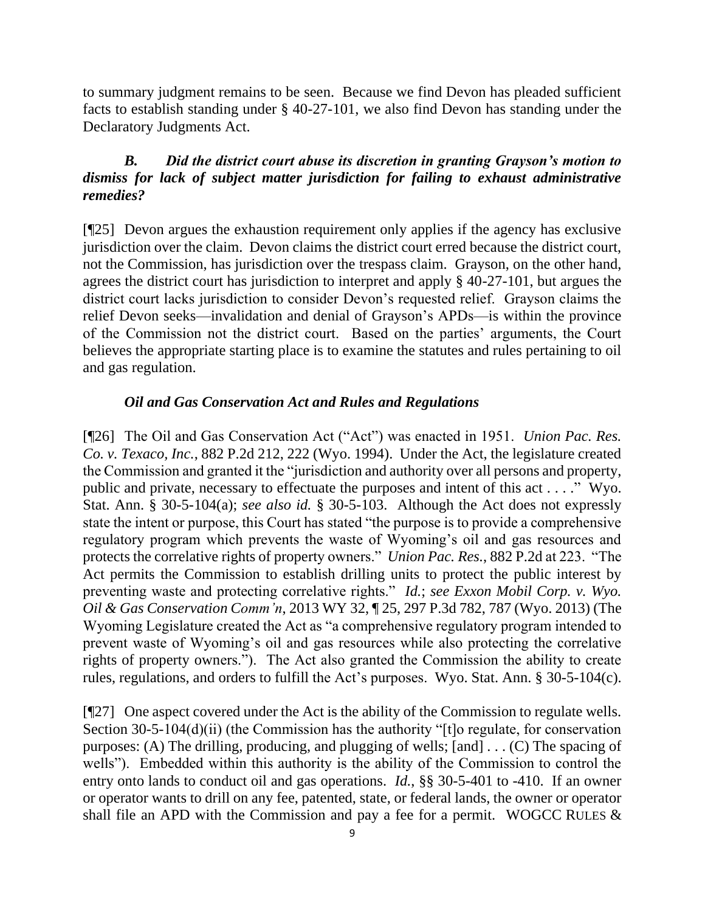to summary judgment remains to be seen. Because we find Devon has pleaded sufficient facts to establish standing under § 40-27-101, we also find Devon has standing under the Declaratory Judgments Act.

### *B. Did the district court abuse its discretion in granting Grayson's motion to dismiss for lack of subject matter jurisdiction for failing to exhaust administrative remedies?*

[¶25] Devon argues the exhaustion requirement only applies if the agency has exclusive jurisdiction over the claim. Devon claims the district court erred because the district court, not the Commission, has jurisdiction over the trespass claim. Grayson, on the other hand, agrees the district court has jurisdiction to interpret and apply § 40-27-101, but argues the district court lacks jurisdiction to consider Devon's requested relief. Grayson claims the relief Devon seeks—invalidation and denial of Grayson's APDs—is within the province of the Commission not the district court. Based on the parties' arguments, the Court believes the appropriate starting place is to examine the statutes and rules pertaining to oil and gas regulation.

#### *Oil and Gas Conservation Act and Rules and Regulations*

[¶26] The Oil and Gas Conservation Act ("Act") was enacted in 1951. *Union Pac. Res. Co. v. Texaco, Inc.*, 882 P.2d 212, 222 (Wyo. 1994). Under the Act, the legislature created the Commission and granted it the "jurisdiction and authority over all persons and property, public and private, necessary to effectuate the purposes and intent of this act . . . ." Wyo. Stat. Ann. § 30-5-104(a); *see also id.* § 30-5-103. Although the Act does not expressly state the intent or purpose, this Court has stated "the purpose is to provide a comprehensive regulatory program which prevents the waste of Wyoming's oil and gas resources and protects the correlative rights of property owners." *Union Pac. Res.*, 882 P.2d at 223. "The Act permits the Commission to establish drilling units to protect the public interest by preventing waste and protecting correlative rights." *Id.*; *see Exxon Mobil Corp. v. Wyo. Oil & Gas Conservation Comm'n*, 2013 WY 32, ¶ 25, 297 P.3d 782, 787 (Wyo. 2013) (The Wyoming Legislature created the Act as "a comprehensive regulatory program intended to prevent waste of Wyoming's oil and gas resources while also protecting the correlative rights of property owners."). The Act also granted the Commission the ability to create rules, regulations, and orders to fulfill the Act's purposes. Wyo. Stat. Ann. § 30-5-104(c).

[¶27] One aspect covered under the Act is the ability of the Commission to regulate wells. Section 30-5-104(d)(ii) (the Commission has the authority "[t]o regulate, for conservation purposes: (A) The drilling, producing, and plugging of wells; [and] . . . (C) The spacing of wells"). Embedded within this authority is the ability of the Commission to control the entry onto lands to conduct oil and gas operations. *Id.*, §§ 30-5-401 to -410. If an owner or operator wants to drill on any fee, patented, state, or federal lands, the owner or operator shall file an APD with the Commission and pay a fee for a permit. WOGCC RULES &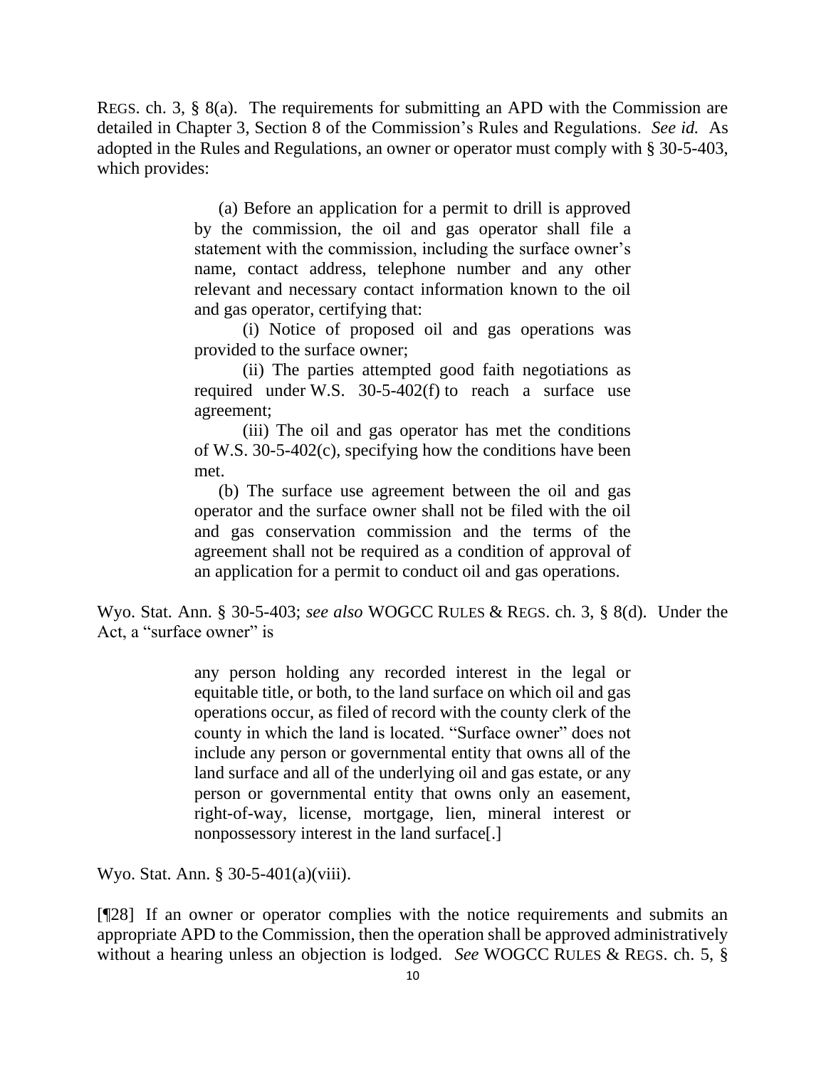REGS. ch. 3, § 8(a). The requirements for submitting an APD with the Commission are detailed in Chapter 3, Section 8 of the Commission's Rules and Regulations. *See id.* As adopted in the Rules and Regulations, an owner or operator must comply with § 30-5-403, which provides:

> (a) Before an application for a permit to drill is approved by the commission, the oil and gas operator shall file a statement with the commission, including the surface owner's name, contact address, telephone number and any other relevant and necessary contact information known to the oil and gas operator, certifying that:
>
> (i) Notice of proposed oil and gas operations was provided to the surface owner;
>
> (ii) The parties attempted good faith negotiations as required under W.S. 30-5-402(f) to reach a surface use agreement;
>
> (iii) The oil and gas operator has met the conditions of W.S. 30-5-402(c), specifying how the conditions have been met.
>
> (b) The surface use agreement between the oil and gas operator and the surface owner shall not be filed with the oil and gas conservation commission and the terms of the agreement shall not be required as a condition of approval of an application for a permit to conduct oil and gas operations.

Wyo. Stat. Ann. § 30-5-403; *see also* WOGCC RULES & REGS. ch. 3, § 8(d). Under the Act, a "surface owner" is

> any person holding any recorded interest in the legal or equitable title, or both, to the land surface on which oil and gas operations occur, as filed of record with the county clerk of the county in which the land is located. "Surface owner" does not include any person or governmental entity that owns all of the land surface and all of the underlying oil and gas estate, or any person or governmental entity that owns only an easement, right-of-way, license, mortgage, lien, mineral interest or nonpossessory interest in the land surface[.]

Wyo. Stat. Ann. § 30-5-401(a)(viii).

[¶28] If an owner or operator complies with the notice requirements and submits an appropriate APD to the Commission, then the operation shall be approved administratively without a hearing unless an objection is lodged. *See* WOGCC RULES & REGS. ch. 5, §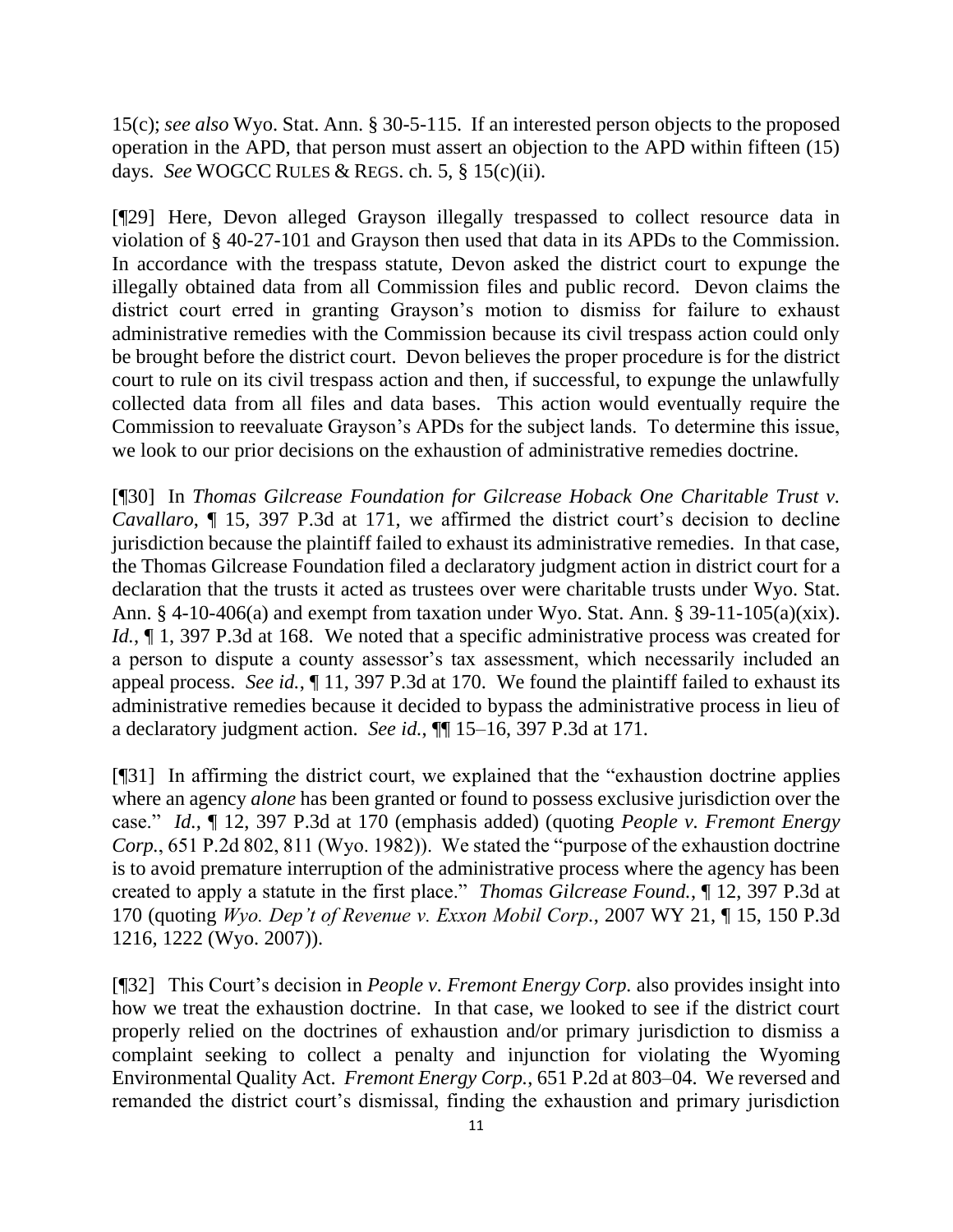15(c); *see also* Wyo. Stat. Ann. § 30-5-115. If an interested person objects to the proposed operation in the APD, that person must assert an objection to the APD within fifteen (15) days. *See* WOGCC RULES & REGS. ch. 5, § 15(c)(ii).

[¶29] Here, Devon alleged Grayson illegally trespassed to collect resource data in violation of § 40-27-101 and Grayson then used that data in its APDs to the Commission. In accordance with the trespass statute, Devon asked the district court to expunge the illegally obtained data from all Commission files and public record. Devon claims the district court erred in granting Grayson's motion to dismiss for failure to exhaust administrative remedies with the Commission because its civil trespass action could only be brought before the district court. Devon believes the proper procedure is for the district court to rule on its civil trespass action and then, if successful, to expunge the unlawfully collected data from all files and data bases. This action would eventually require the Commission to reevaluate Grayson's APDs for the subject lands. To determine this issue, we look to our prior decisions on the exhaustion of administrative remedies doctrine.

[¶30] In *Thomas Gilcrease Foundation for Gilcrease Hoback One Charitable Trust v. Cavallaro*, ¶ 15, 397 P.3d at 171, we affirmed the district court's decision to decline jurisdiction because the plaintiff failed to exhaust its administrative remedies. In that case, the Thomas Gilcrease Foundation filed a declaratory judgment action in district court for a declaration that the trusts it acted as trustees over were charitable trusts under Wyo. Stat. Ann. § 4-10-406(a) and exempt from taxation under Wyo. Stat. Ann. § 39-11-105(a)(xix). *Id.*, ¶ 1, 397 P.3d at 168. We noted that a specific administrative process was created for a person to dispute a county assessor's tax assessment, which necessarily included an appeal process. *See id.*, ¶ 11, 397 P.3d at 170. We found the plaintiff failed to exhaust its administrative remedies because it decided to bypass the administrative process in lieu of a declaratory judgment action. *See id.*, ¶¶ 15–16, 397 P.3d at 171.

[¶31] In affirming the district court, we explained that the "exhaustion doctrine applies where an agency *alone* has been granted or found to possess exclusive jurisdiction over the case." *Id.*, ¶ 12, 397 P.3d at 170 (emphasis added) (quoting *People v. Fremont Energy Corp.*, 651 P.2d 802, 811 (Wyo. 1982)). We stated the "purpose of the exhaustion doctrine is to avoid premature interruption of the administrative process where the agency has been created to apply a statute in the first place." *Thomas Gilcrease Found.*, ¶ 12, 397 P.3d at 170 (quoting *Wyo. Dep't of Revenue v. Exxon Mobil Corp.*, 2007 WY 21, ¶ 15, 150 P.3d 1216, 1222 (Wyo. 2007)).

[¶32] This Court's decision in *People v. Fremont Energy Corp.* also provides insight into how we treat the exhaustion doctrine. In that case, we looked to see if the district court properly relied on the doctrines of exhaustion and/or primary jurisdiction to dismiss a complaint seeking to collect a penalty and injunction for violating the Wyoming Environmental Quality Act. *Fremont Energy Corp.*, 651 P.2d at 803–04. We reversed and remanded the district court's dismissal, finding the exhaustion and primary jurisdiction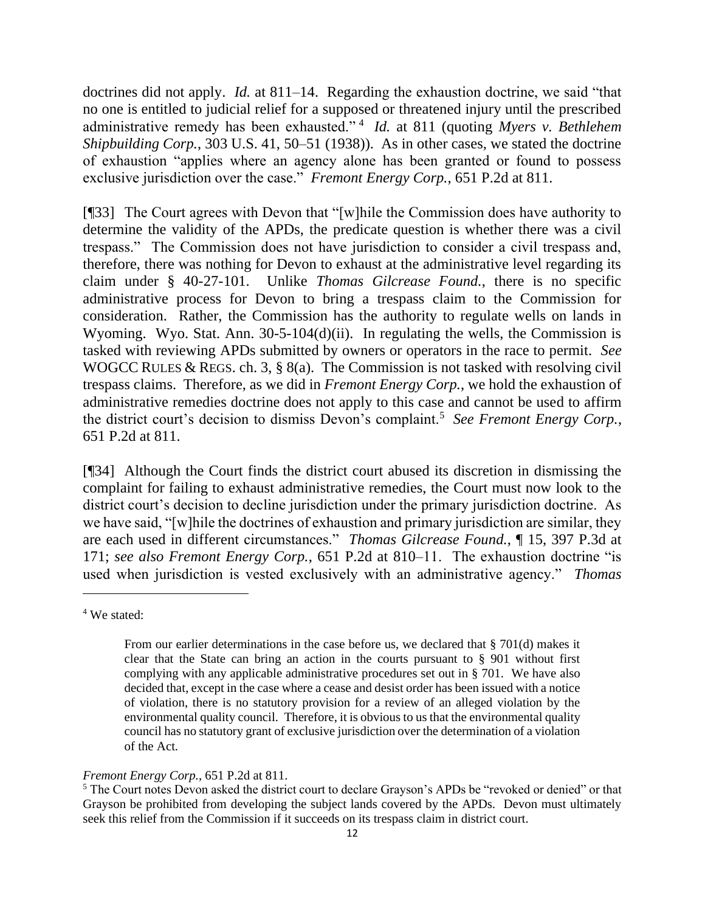doctrines did not apply. *Id.* at 811–14. Regarding the exhaustion doctrine, we said "that no one is entitled to judicial relief for a supposed or threatened injury until the prescribed administrative remedy has been exhausted."[4] *Id.* at 811 (quoting *Myers v. Bethlehem Shipbuilding Corp.*, 303 U.S. 41, 50–51 (1938)). As in other cases, we stated the doctrine of exhaustion "applies where an agency alone has been granted or found to possess exclusive jurisdiction over the case." *Fremont Energy Corp.*, 651 P.2d at 811.

[¶33] The Court agrees with Devon that "[w]hile the Commission does have authority to determine the validity of the APDs, the predicate question is whether there was a civil trespass." The Commission does not have jurisdiction to consider a civil trespass and, therefore, there was nothing for Devon to exhaust at the administrative level regarding its claim under § 40-27-101. Unlike *Thomas Gilcrease Found.*, there is no specific administrative process for Devon to bring a trespass claim to the Commission for consideration. Rather, the Commission has the authority to regulate wells on lands in Wyoming. Wyo. Stat. Ann. 30-5-104(d)(ii). In regulating the wells, the Commission is tasked with reviewing APDs submitted by owners or operators in the race to permit. *See* WOGCC RULES & REGS. ch. 3, § 8(a). The Commission is not tasked with resolving civil trespass claims. Therefore, as we did in *Fremont Energy Corp.*, we hold the exhaustion of administrative remedies doctrine does not apply to this case and cannot be used to affirm the district court's decision to dismiss Devon's complaint.[5] *See Fremont Energy Corp.*, 651 P.2d at 811.

[¶34] Although the Court finds the district court abused its discretion in dismissing the complaint for failing to exhaust administrative remedies, the Court must now look to the district court's decision to decline jurisdiction under the primary jurisdiction doctrine. As we have said, "[w]hile the doctrines of exhaustion and primary jurisdiction are similar, they are each used in different circumstances." *Thomas Gilcrease Found.*, ¶ 15, 397 P.3d at 171; *see also Fremont Energy Corp.*, 651 P.2d at 810–11. The exhaustion doctrine "is used when jurisdiction is vested exclusively with an administrative agency." *Thomas*

---

[4] We stated:

> From our earlier determinations in the case before us, we declared that § 701(d) makes it clear that the State can bring an action in the courts pursuant to § 901 without first complying with any applicable administrative procedures set out in § 701. We have also decided that, except in the case where a cease and desist order has been issued with a notice of violation, there is no statutory provision for a review of an alleged violation by the environmental quality council. Therefore, it is obvious to us that the environmental quality council has no statutory grant of exclusive jurisdiction over the determination of a violation of the Act.

*Fremont Energy Corp.*, 651 P.2d at 811.

[5] The Court notes Devon asked the district court to declare Grayson's APDs be "revoked or denied" or that Grayson be prohibited from developing the subject lands covered by the APDs. Devon must ultimately seek this relief from the Commission if it succeeds on its trespass claim in district court.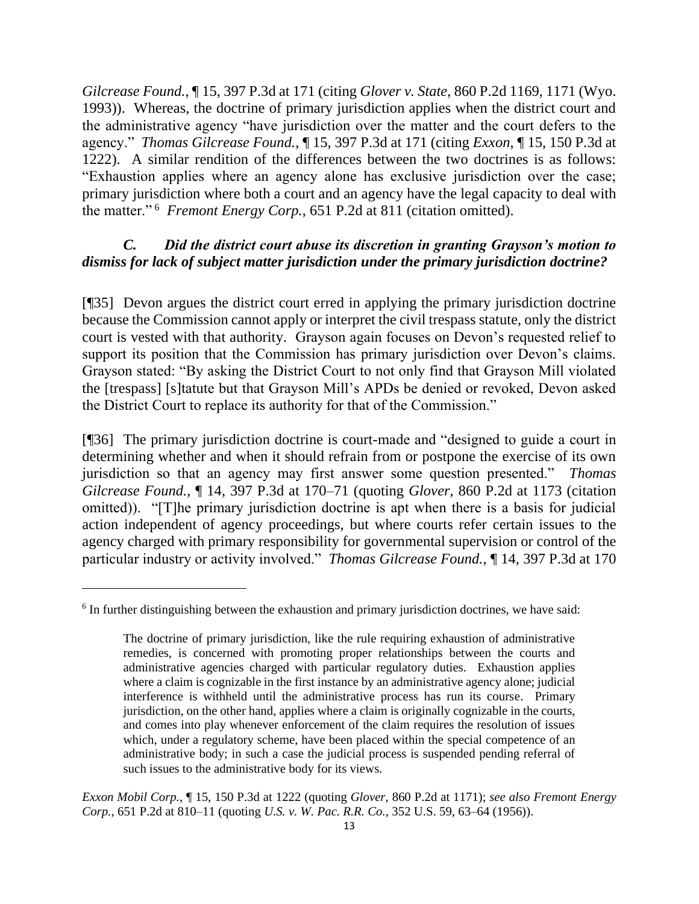*Gilcrease Found.*, ¶ 15, 397 P.3d at 171 (citing *Glover v. State*, 860 P.2d 1169, 1171 (Wyo. 1993)). Whereas, the doctrine of primary jurisdiction applies when the district court and the administrative agency "have jurisdiction over the matter and the court defers to the agency." *Thomas Gilcrease Found.*, ¶ 15, 397 P.3d at 171 (citing *Exxon*, ¶ 15, 150 P.3d at 1222). A similar rendition of the differences between the two doctrines is as follows: "Exhaustion applies where an agency alone has exclusive jurisdiction over the case; primary jurisdiction where both a court and an agency have the legal capacity to deal with the matter." [6] *Fremont Energy Corp.*, 651 P.2d at 811 (citation omitted).

### *C. Did the district court abuse its discretion in granting Grayson's motion to dismiss for lack of subject matter jurisdiction under the primary jurisdiction doctrine?*

[¶35] Devon argues the district court erred in applying the primary jurisdiction doctrine because the Commission cannot apply or interpret the civil trespass statute, only the district court is vested with that authority. Grayson again focuses on Devon's requested relief to support its position that the Commission has primary jurisdiction over Devon's claims. Grayson stated: "By asking the District Court to not only find that Grayson Mill violated the [trespass] [s]tatute but that Grayson Mill's APDs be denied or revoked, Devon asked the District Court to replace its authority for that of the Commission."

[¶36] The primary jurisdiction doctrine is court-made and "designed to guide a court in determining whether and when it should refrain from or postpone the exercise of its own jurisdiction so that an agency may first answer some question presented." *Thomas Gilcrease Found.*, ¶ 14, 397 P.3d at 170–71 (quoting *Glover*, 860 P.2d at 1173 (citation omitted)). "[T]he primary jurisdiction doctrine is apt when there is a basis for judicial action independent of agency proceedings, but where courts refer certain issues to the agency charged with primary responsibility for governmental supervision or control of the particular industry or activity involved." *Thomas Gilcrease Found.*, ¶ 14, 397 P.3d at 170

---

[6] In further distinguishing between the exhaustion and primary jurisdiction doctrines, we have said:

> The doctrine of primary jurisdiction, like the rule requiring exhaustion of administrative remedies, is concerned with promoting proper relationships between the courts and administrative agencies charged with particular regulatory duties. Exhaustion applies where a claim is cognizable in the first instance by an administrative agency alone; judicial interference is withheld until the administrative process has run its course. Primary jurisdiction, on the other hand, applies where a claim is originally cognizable in the courts, and comes into play whenever enforcement of the claim requires the resolution of issues which, under a regulatory scheme, have been placed within the special competence of an administrative body; in such a case the judicial process is suspended pending referral of such issues to the administrative body for its views.

*Exxon Mobil Corp.*, ¶ 15, 150 P.3d at 1222 (quoting *Glover*, 860 P.2d at 1171); *see also Fremont Energy Corp.*, 651 P.2d at 810–11 (quoting *U.S. v. W. Pac. R.R. Co.*, 352 U.S. 59, 63–64 (1956)).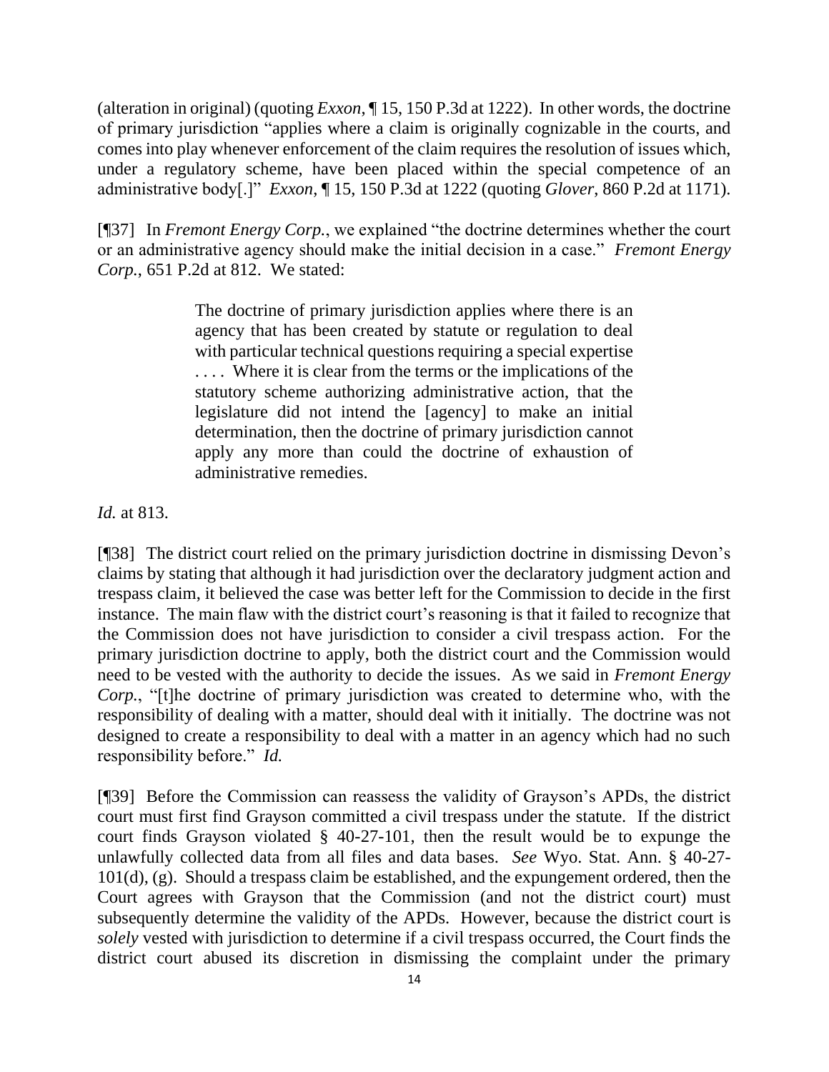(alteration in original) (quoting *Exxon*, ¶ 15, 150 P.3d at 1222). In other words, the doctrine of primary jurisdiction "applies where a claim is originally cognizable in the courts, and comes into play whenever enforcement of the claim requires the resolution of issues which, under a regulatory scheme, have been placed within the special competence of an administrative body[.]" *Exxon*, ¶ 15, 150 P.3d at 1222 (quoting *Glover*, 860 P.2d at 1171).

[¶37] In *Fremont Energy Corp.*, we explained "the doctrine determines whether the court or an administrative agency should make the initial decision in a case." *Fremont Energy Corp.*, 651 P.2d at 812. We stated:

> The doctrine of primary jurisdiction applies where there is an agency that has been created by statute or regulation to deal with particular technical questions requiring a special expertise . . . . Where it is clear from the terms or the implications of the statutory scheme authorizing administrative action, that the legislature did not intend the [agency] to make an initial determination, then the doctrine of primary jurisdiction cannot apply any more than could the doctrine of exhaustion of administrative remedies.

*Id.* at 813.

[¶38] The district court relied on the primary jurisdiction doctrine in dismissing Devon's claims by stating that although it had jurisdiction over the declaratory judgment action and trespass claim, it believed the case was better left for the Commission to decide in the first instance. The main flaw with the district court's reasoning is that it failed to recognize that the Commission does not have jurisdiction to consider a civil trespass action. For the primary jurisdiction doctrine to apply, both the district court and the Commission would need to be vested with the authority to decide the issues. As we said in *Fremont Energy Corp.*, "[t]he doctrine of primary jurisdiction was created to determine who, with the responsibility of dealing with a matter, should deal with it initially. The doctrine was not designed to create a responsibility to deal with a matter in an agency which had no such responsibility before." *Id.*

[¶39] Before the Commission can reassess the validity of Grayson's APDs, the district court must first find Grayson committed a civil trespass under the statute. If the district court finds Grayson violated § 40-27-101, then the result would be to expunge the unlawfully collected data from all files and data bases. *See* Wyo. Stat. Ann. § 40-27-101(d), (g). Should a trespass claim be established, and the expungement ordered, then the Court agrees with Grayson that the Commission (and not the district court) must subsequently determine the validity of the APDs. However, because the district court is *solely* vested with jurisdiction to determine if a civil trespass occurred, the Court finds the district court abused its discretion in dismissing the complaint under the primary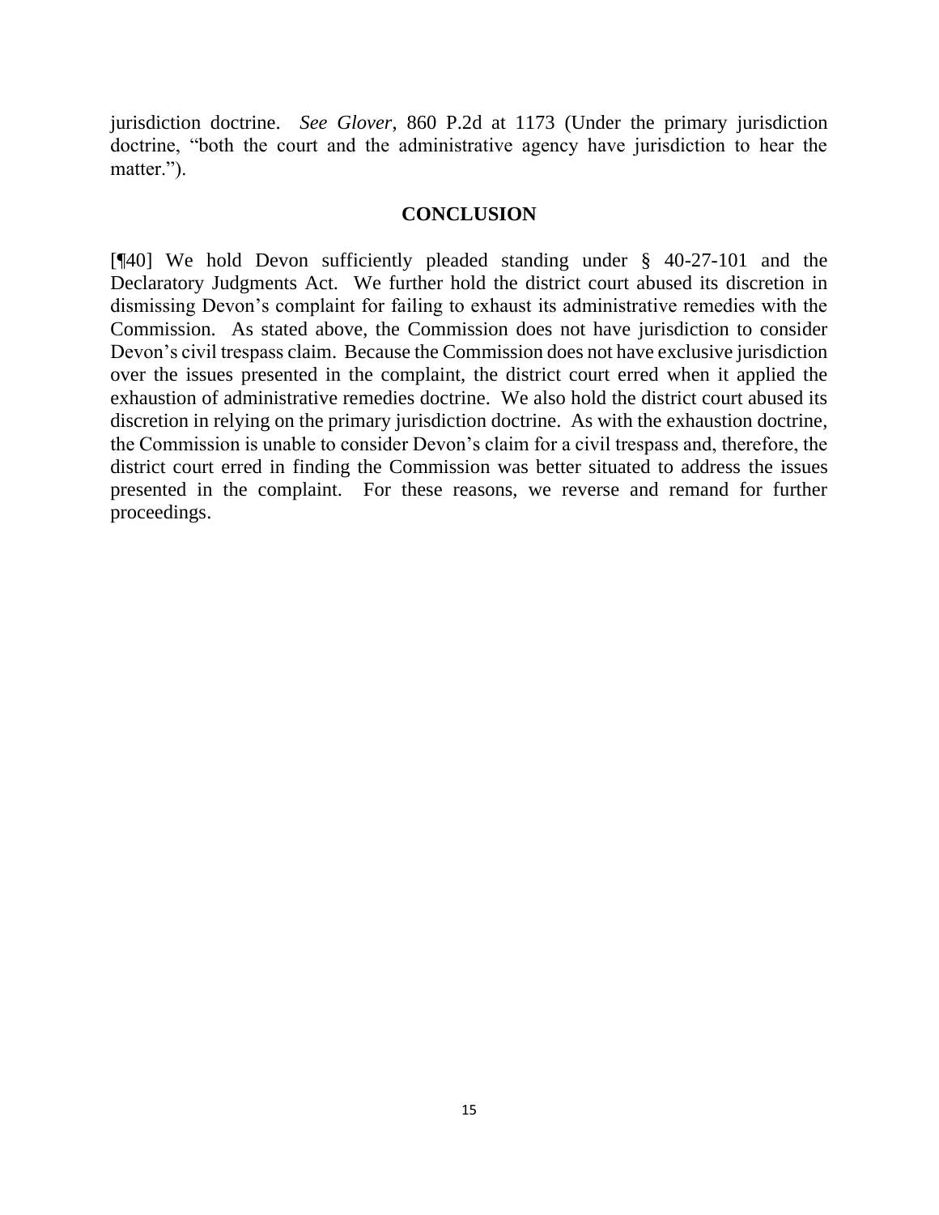jurisdiction doctrine. *See Glover*, 860 P.2d at 1173 (Under the primary jurisdiction doctrine, "both the court and the administrative agency have jurisdiction to hear the matter.").

## CONCLUSION

[¶40] We hold Devon sufficiently pleaded standing under § 40-27-101 and the Declaratory Judgments Act. We further hold the district court abused its discretion in dismissing Devon's complaint for failing to exhaust its administrative remedies with the Commission. As stated above, the Commission does not have jurisdiction to consider Devon's civil trespass claim. Because the Commission does not have exclusive jurisdiction over the issues presented in the complaint, the district court erred when it applied the exhaustion of administrative remedies doctrine. We also hold the district court abused its discretion in relying on the primary jurisdiction doctrine. As with the exhaustion doctrine, the Commission is unable to consider Devon's claim for a civil trespass and, therefore, the district court erred in finding the Commission was better situated to address the issues presented in the complaint. For these reasons, we reverse and remand for further proceedings.